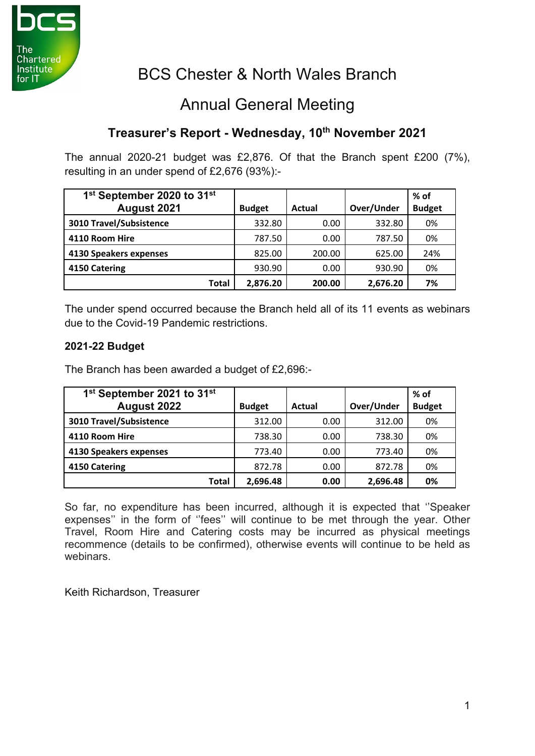# BCS Chester & North Wales Branch

## Annual General Meeting

### Treasurer's Report - Wednesday, 10th November 2021

The annual 2020-21 budget was £2,876. Of that the Branch spent £200 (7%), resulting in an under spend of £2,676 (93%):-

| 1st September 2020 to 31st August 2021 | Budget | Actual | Over/Under | % of Budget |
|---|---|---|---|---|
| **3010 Travel/Subsistence** | 332.80 | 0.00 | 332.80 | 0% |
| **4110 Room Hire** | 787.50 | 0.00 | 787.50 | 0% |
| **4130 Speakers expenses** | 825.00 | 200.00 | 625.00 | 24% |
| **4150 Catering** | 930.90 | 0.00 | 930.90 | 0% |
| **Total** | **2,876.20** | **200.00** | **2,676.20** | **7%** |

The under spend occurred because the Branch held all of its 11 events as webinars due to the Covid-19 Pandemic restrictions.

### 2021-22 Budget

The Branch has been awarded a budget of £2,696:-

| 1st September 2021 to 31st August 2022 | Budget | Actual | Over/Under | % of Budget |
|---|---|---|---|---|
| **3010 Travel/Subsistence** | 312.00 | 0.00 | 312.00 | 0% |
| **4110 Room Hire** | 738.30 | 0.00 | 738.30 | 0% |
| **4130 Speakers expenses** | 773.40 | 0.00 | 773.40 | 0% |
| **4150 Catering** | 872.78 | 0.00 | 872.78 | 0% |
| **Total** | **2,696.48** | **0.00** | **2,696.48** | **0%** |

So far, no expenditure has been incurred, although it is expected that ''Speaker expenses'' in the form of ''fees'' will continue to be met through the year. Other Travel, Room Hire and Catering costs may be incurred as physical meetings recommence (details to be confirmed), otherwise events will continue to be held as webinars.

Keith Richardson, Treasurer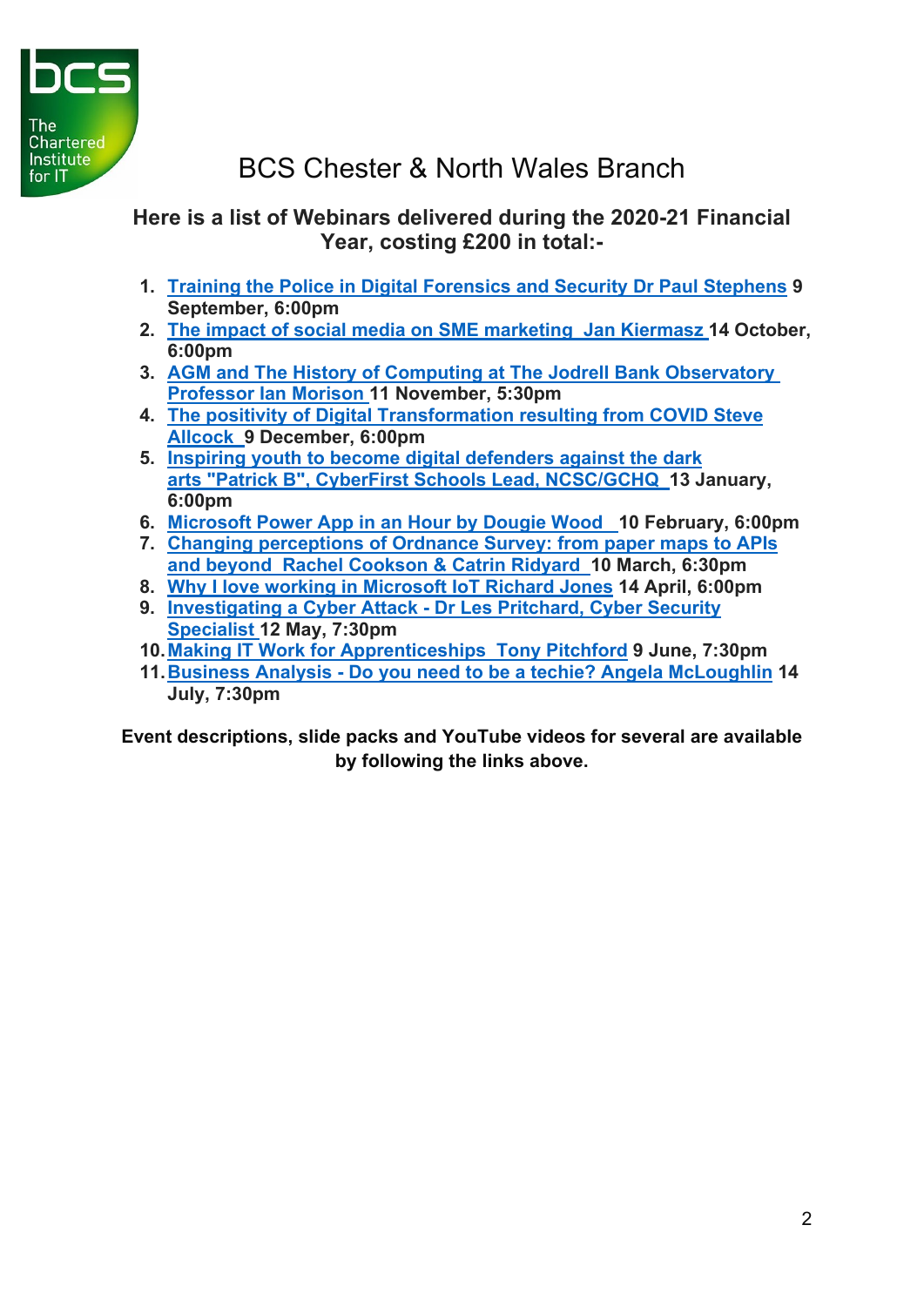# BCS Chester & North Wales Branch

**Here is a list of Webinars delivered during the 2020-21 Financial Year, costing £200 in total:-**

1. Training the Police in Digital Forensics and Security Dr Paul Stephens **9 September, 6:00pm**
2. The impact of social media on SME marketing Jan Kiermasz **14 October, 6:00pm**
3. AGM and The History of Computing at The Jodrell Bank Observatory Professor Ian Morison **11 November, 5:30pm**
4. The positivity of Digital Transformation resulting from COVID Steve Allcock **9 December, 6:00pm**
5. Inspiring youth to become digital defenders against the dark arts "Patrick B", CyberFirst Schools Lead, NCSC/GCHQ **13 January, 6:00pm**
6. Microsoft Power App in an Hour by Dougie Wood **10 February, 6:00pm**
7. Changing perceptions of Ordnance Survey: from paper maps to APIs and beyond Rachel Cookson & Catrin Ridyard **10 March, 6:30pm**
8. Why I love working in Microsoft IoT Richard Jones **14 April, 6:00pm**
9. Investigating a Cyber Attack - Dr Les Pritchard, Cyber Security Specialist **12 May, 7:30pm**
10. Making IT Work for Apprenticeships Tony Pitchford **9 June, 7:30pm**
11. Business Analysis - Do you need to be a techie? Angela McLoughlin **14 July, 7:30pm**

**Event descriptions, slide packs and YouTube videos for several are available by following the links above.**